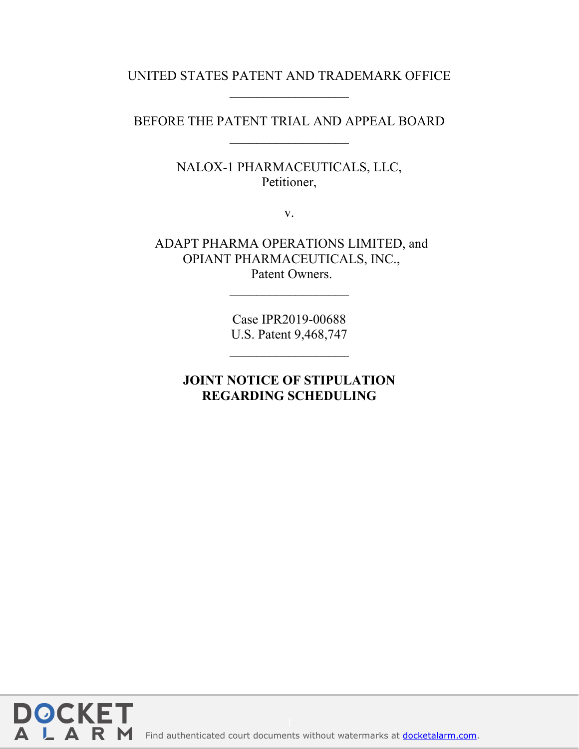UNITED STATES PATENT AND TRADEMARK OFFICE

\_\_\_\_\_\_\_\_\_\_\_\_\_\_\_\_\_\_

BEFORE THE PATENT TRIAL AND APPEAL BOARD

\_\_\_\_\_\_\_\_\_\_\_\_\_\_\_\_\_\_

NALOX-1 PHARMACEUTICALS, LLC,
Petitioner,

v.

ADAPT PHARMA OPERATIONS LIMITED, and
OPIANT PHARMACEUTICALS, INC.,
Patent Owners.

\_\_\_\_\_\_\_\_\_\_\_\_\_\_\_\_\_\_

Case IPR2019-00688
U.S. Patent 9,468,747

\_\_\_\_\_\_\_\_\_\_\_\_\_\_\_\_\_\_

**JOINT NOTICE OF STIPULATION
REGARDING SCHEDULING**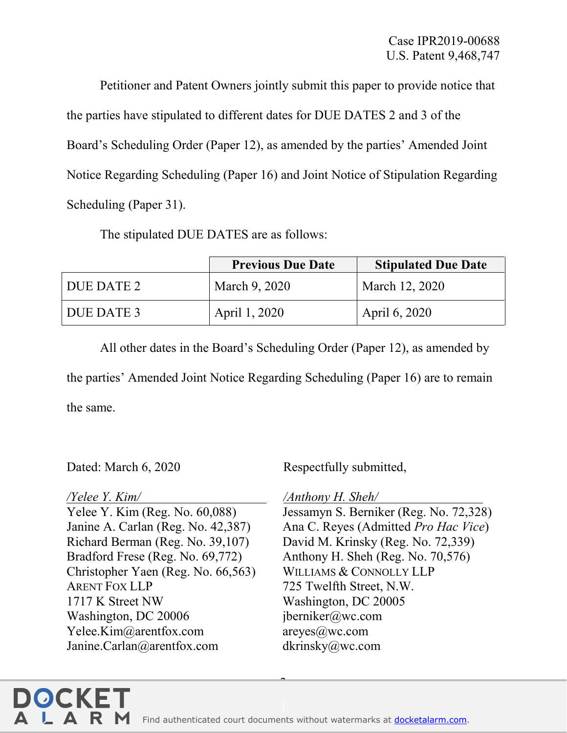Petitioner and Patent Owners jointly submit this paper to provide notice that the parties have stipulated to different dates for DUE DATES 2 and 3 of the Board's Scheduling Order (Paper 12), as amended by the parties' Amended Joint Notice Regarding Scheduling (Paper 16) and Joint Notice of Stipulation Regarding Scheduling (Paper 31).

The stipulated DUE DATES are as follows:

| | Previous Due Date | Stipulated Due Date |
|---|---|---|
| DUE DATE 2 | March 9, 2020 | March 12, 2020 |
| DUE DATE 3 | April 1, 2020 | April 6, 2020 |

All other dates in the Board's Scheduling Order (Paper 12), as amended by the parties' Amended Joint Notice Regarding Scheduling (Paper 16) are to remain the same.

Dated: March 6, 2020

Respectfully submitted,

*/Yelee Y. Kim/*
Yelee Y. Kim (Reg. No. 60,088)
Janine A. Carlan (Reg. No. 42,387)
Richard Berman (Reg. No. 39,107)
Bradford Frese (Reg. No. 69,772)
Christopher Yaen (Reg. No. 66,563)
ARENT FOX LLP
1717 K Street NW
Washington, DC 20006
Yelee.Kim@arentfox.com
Janine.Carlan@arentfox.com

*/Anthony H. Sheh/*
Jessamyn S. Berniker (Reg. No. 72,328)
Ana C. Reyes (Admitted *Pro Hac Vice*)
David M. Krinsky (Reg. No. 72,339)
Anthony H. Sheh (Reg. No. 70,576)
WILLIAMS & CONNOLLY LLP
725 Twelfth Street, N.W.
Washington, DC 20005
jberniker@wc.com
areyes@wc.com
dkrinsky@wc.com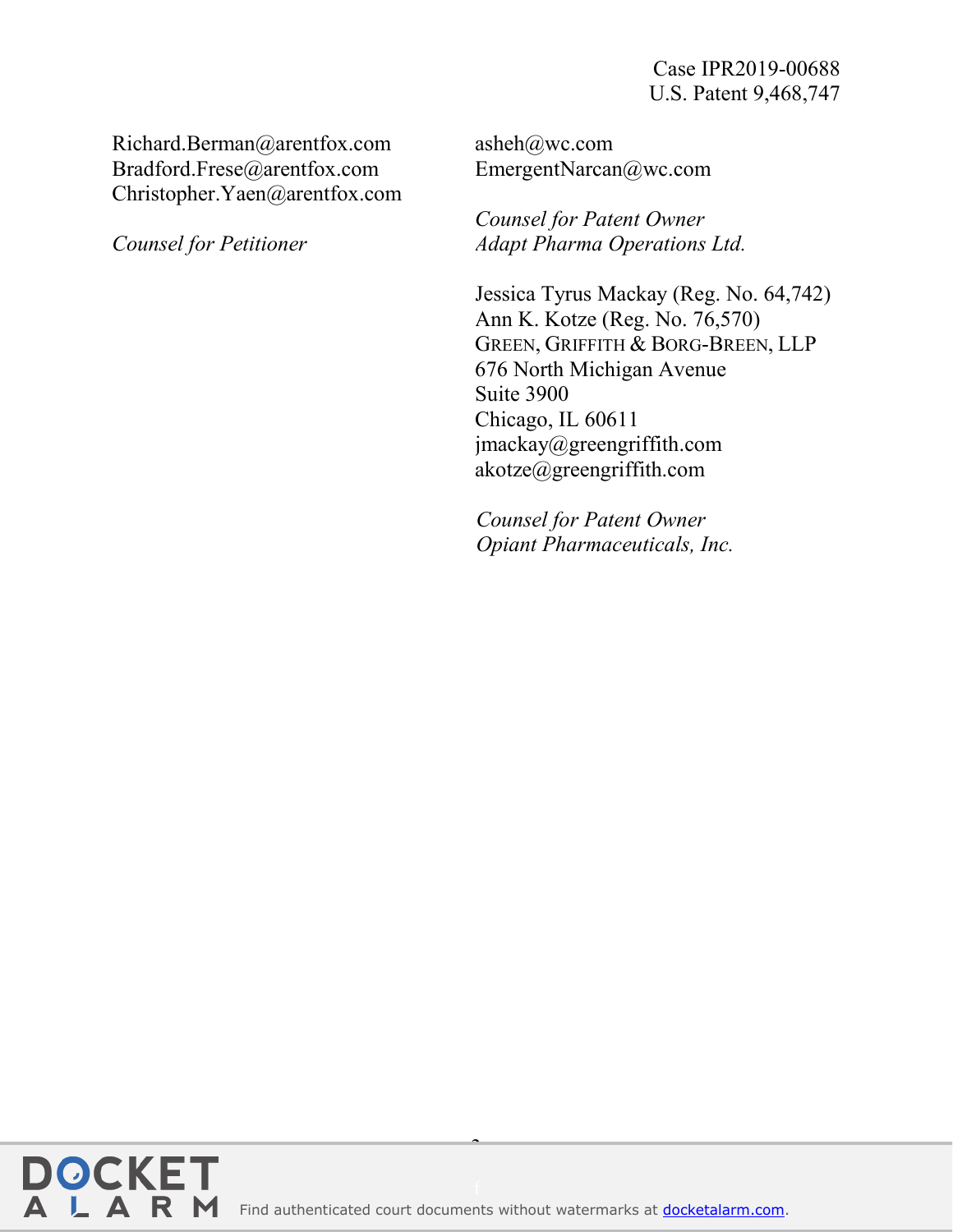Richard.Berman@arentfox.com
Bradford.Frese@arentfox.com
Christopher.Yaen@arentfox.com

*Counsel for Petitioner*

asheh@wc.com
EmergentNarcan@wc.com

*Counsel for Patent Owner*
*Adapt Pharma Operations Ltd.*

Jessica Tyrus Mackay (Reg. No. 64,742)
Ann K. Kotze (Reg. No. 76,570)
GREEN, GRIFFITH & BORG-BREEN, LLP
676 North Michigan Avenue
Suite 3900
Chicago, IL 60611
jmackay@greengriffith.com
akotze@greengriffith.com

*Counsel for Patent Owner*
*Opiant Pharmaceuticals, Inc.*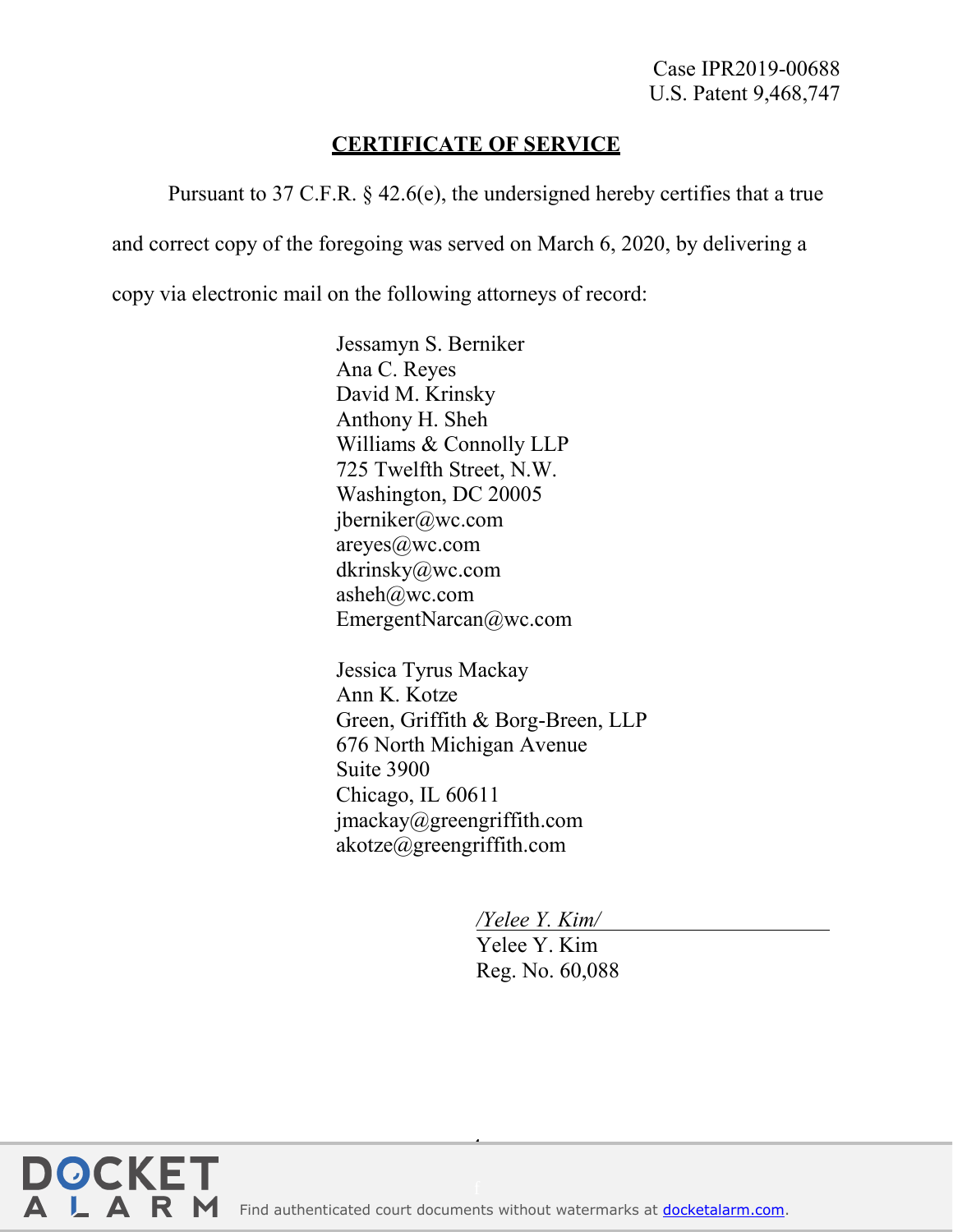Case IPR2019-00688
U.S. Patent 9,468,747

## CERTIFICATE OF SERVICE

Pursuant to 37 C.F.R. § 42.6(e), the undersigned hereby certifies that a true and correct copy of the foregoing was served on March 6, 2020, by delivering a copy via electronic mail on the following attorneys of record:

Jessamyn S. Berniker
Ana C. Reyes
David M. Krinsky
Anthony H. Sheh
Williams & Connolly LLP
725 Twelfth Street, N.W.
Washington, DC 20005
jberniker@wc.com
areyes@wc.com
dkrinsky@wc.com
asheh@wc.com
EmergentNarcan@wc.com

Jessica Tyrus Mackay
Ann K. Kotze
Green, Griffith & Borg-Breen, LLP
676 North Michigan Avenue
Suite 3900
Chicago, IL 60611
jmackay@greengriffith.com
akotze@greengriffith.com

*/Yelee Y. Kim/*
Yelee Y. Kim
Reg. No. 60,088